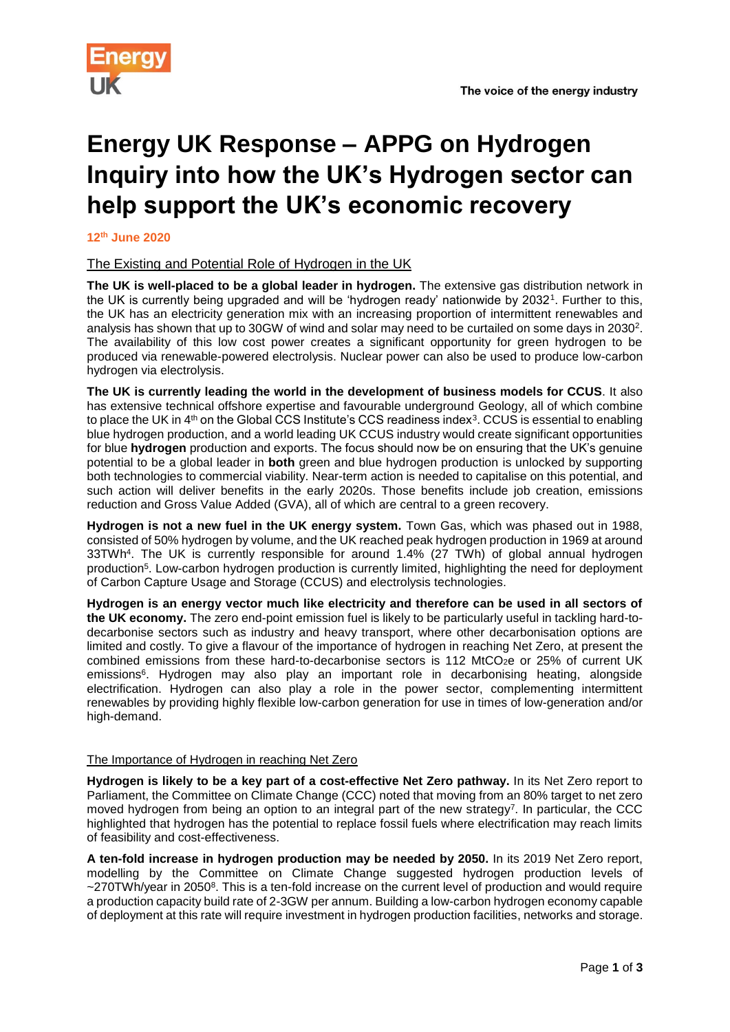# Energy UK Response – APPG on Hydrogen Inquiry into how the UK's Hydrogen sector can help support the UK's economic recovery

**12th June 2020**

## The Existing and Potential Role of Hydrogen in the UK

**The UK is well-placed to be a global leader in hydrogen.** The extensive gas distribution network in the UK is currently being upgraded and will be 'hydrogen ready' nationwide by 2032[1]. Further to this, the UK has an electricity generation mix with an increasing proportion of intermittent renewables and analysis has shown that up to 30GW of wind and solar may need to be curtailed on some days in 2030[2]. The availability of this low cost power creates a significant opportunity for green hydrogen to be produced via renewable-powered electrolysis. Nuclear power can also be used to produce low-carbon hydrogen via electrolysis.

**The UK is currently leading the world in the development of business models for CCUS**. It also has extensive technical offshore expertise and favourable underground Geology, all of which combine to place the UK in 4th on the Global CCS Institute's CCS readiness index[3]. CCUS is essential to enabling blue hydrogen production, and a world leading UK CCUS industry would create significant opportunities for blue **hydrogen** production and exports. The focus should now be on ensuring that the UK's genuine potential to be a global leader in **both** green and blue hydrogen production is unlocked by supporting both technologies to commercial viability. Near-term action is needed to capitalise on this potential, and such action will deliver benefits in the early 2020s. Those benefits include job creation, emissions reduction and Gross Value Added (GVA), all of which are central to a green recovery.

**Hydrogen is not a new fuel in the UK energy system.** Town Gas, which was phased out in 1988, consisted of 50% hydrogen by volume, and the UK reached peak hydrogen production in 1969 at around 33TWh[4]. The UK is currently responsible for around 1.4% (27 TWh) of global annual hydrogen production[5]. Low-carbon hydrogen production is currently limited, highlighting the need for deployment of Carbon Capture Usage and Storage (CCUS) and electrolysis technologies.

**Hydrogen is an energy vector much like electricity and therefore can be used in all sectors of the UK economy.** The zero end-point emission fuel is likely to be particularly useful in tackling hard-to-decarbonise sectors such as industry and heavy transport, where other decarbonisation options are limited and costly. To give a flavour of the importance of hydrogen in reaching Net Zero, at present the combined emissions from these hard-to-decarbonise sectors is 112 $MtCO_2e$ or 25% of current UK emissions[6]. Hydrogen may also play an important role in decarbonising heating, alongside electrification. Hydrogen can also play a role in the power sector, complementing intermittent renewables by providing highly flexible low-carbon generation for use in times of low-generation and/or high-demand.

## The Importance of Hydrogen in reaching Net Zero

**Hydrogen is likely to be a key part of a cost-effective Net Zero pathway.** In its Net Zero report to Parliament, the Committee on Climate Change (CCC) noted that moving from an 80% target to net zero moved hydrogen from being an option to an integral part of the new strategy[7]. In particular, the CCC highlighted that hydrogen has the potential to replace fossil fuels where electrification may reach limits of feasibility and cost-effectiveness.

**A ten-fold increase in hydrogen production may be needed by 2050.** In its 2019 Net Zero report, modelling by the Committee on Climate Change suggested hydrogen production levels of ~270TWh/year in 2050[8]. This is a ten-fold increase on the current level of production and would require a production capacity build rate of 2-3GW per annum. Building a low-carbon hydrogen economy capable of deployment at this rate will require investment in hydrogen production facilities, networks and storage.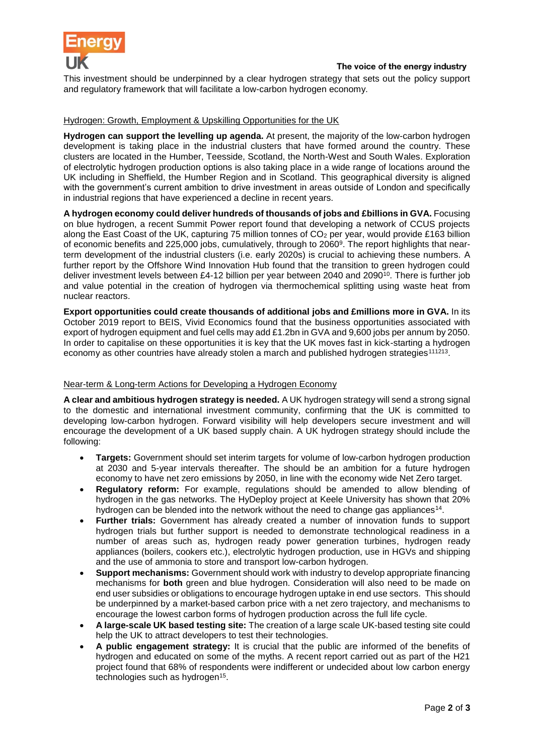This investment should be underpinned by a clear hydrogen strategy that sets out the policy support and regulatory framework that will facilitate a low-carbon hydrogen economy.

## Hydrogen: Growth, Employment & Upskilling Opportunities for the UK

**Hydrogen can support the levelling up agenda.** At present, the majority of the low-carbon hydrogen development is taking place in the industrial clusters that have formed around the country. These clusters are located in the Humber, Teesside, Scotland, the North-West and South Wales. Exploration of electrolytic hydrogen production options is also taking place in a wide range of locations around the UK including in Sheffield, the Humber Region and in Scotland. This geographical diversity is aligned with the government's current ambition to drive investment in areas outside of London and specifically in industrial regions that have experienced a decline in recent years.

**A hydrogen economy could deliver hundreds of thousands of jobs and £billions in GVA.** Focusing on blue hydrogen, a recent Summit Power report found that developing a network of CCUS projects along the East Coast of the UK, capturing 75 million tonnes of $CO_2$ per year, would provide £163 billion of economic benefits and 225,000 jobs, cumulatively, through to 2060[9]. The report highlights that near-term development of the industrial clusters (i.e. early 2020s) is crucial to achieving these numbers. A further report by the Offshore Wind Innovation Hub found that the transition to green hydrogen could deliver investment levels between £4-12 billion per year between 2040 and 2090[10]. There is further job and value potential in the creation of hydrogen via thermochemical splitting using waste heat from nuclear reactors.

**Export opportunities could create thousands of additional jobs and £millions more in GVA.** In its October 2019 report to BEIS, Vivid Economics found that the business opportunities associated with export of hydrogen equipment and fuel cells may add £1.2bn in GVA and 9,600 jobs per annum by 2050. In order to capitalise on these opportunities it is key that the UK moves fast in kick-starting a hydrogen economy as other countries have already stolen a march and published hydrogen strategies[11,12,13].

## Near-term & Long-term Actions for Developing a Hydrogen Economy

**A clear and ambitious hydrogen strategy is needed.** A UK hydrogen strategy will send a strong signal to the domestic and international investment community, confirming that the UK is committed to developing low-carbon hydrogen. Forward visibility will help developers secure investment and will encourage the development of a UK based supply chain. A UK hydrogen strategy should include the following:

- **Targets:** Government should set interim targets for volume of low-carbon hydrogen production at 2030 and 5-year intervals thereafter. The should be an ambition for a future hydrogen economy to have net zero emissions by 2050, in line with the economy wide Net Zero target.
- **Regulatory reform:** For example, regulations should be amended to allow blending of hydrogen in the gas networks. The HyDeploy project at Keele University has shown that 20% hydrogen can be blended into the network without the need to change gas appliances[14].
- **Further trials:** Government has already created a number of innovation funds to support hydrogen trials but further support is needed to demonstrate technological readiness in a number of areas such as, hydrogen ready power generation turbines, hydrogen ready appliances (boilers, cookers etc.), electrolytic hydrogen production, use in HGVs and shipping and the use of ammonia to store and transport low-carbon hydrogen.
- **Support mechanisms:** Government should work with industry to develop appropriate financing mechanisms for **both** green and blue hydrogen. Consideration will also need to be made on end user subsidies or obligations to encourage hydrogen uptake in end use sectors. This should be underpinned by a market-based carbon price with a net zero trajectory, and mechanisms to encourage the lowest carbon forms of hydrogen production across the full life cycle.
- **A large-scale UK based testing site:** The creation of a large scale UK-based testing site could help the UK to attract developers to test their technologies.
- **A public engagement strategy:** It is crucial that the public are informed of the benefits of hydrogen and educated on some of the myths. A recent report carried out as part of the H21 project found that 68% of respondents were indifferent or undecided about low carbon energy technologies such as hydrogen[15].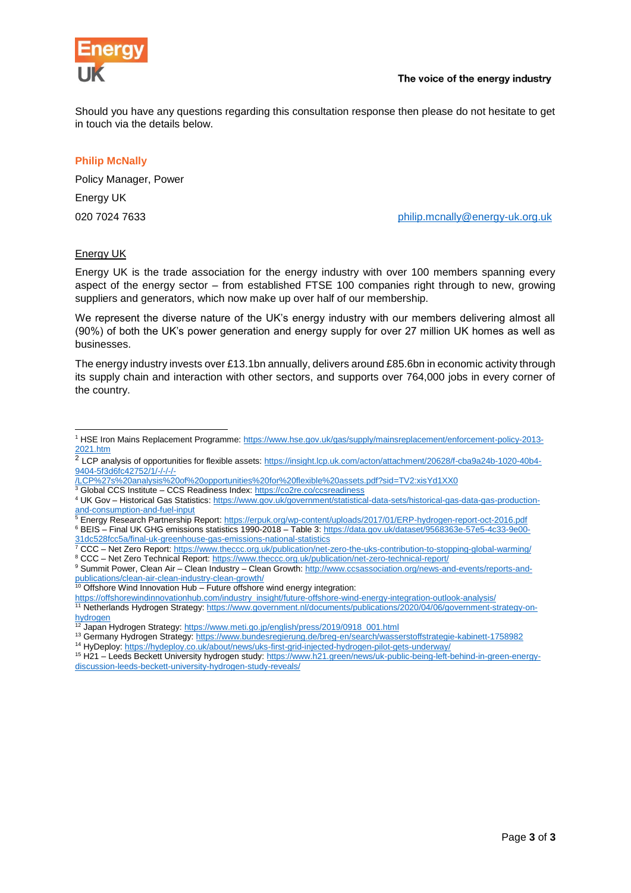Should you have any questions regarding this consultation response then please do not hesitate to get in touch via the details below.

**Philip McNally**

Policy Manager, Power

Energy UK

020 7024 7633 philip.mcnally@energy-uk.org.uk

## Energy UK

Energy UK is the trade association for the energy industry with over 100 members spanning every aspect of the energy sector – from established FTSE 100 companies right through to new, growing suppliers and generators, which now make up over half of our membership.

We represent the diverse nature of the UK's energy industry with our members delivering almost all (90%) of both the UK's power generation and energy supply for over 27 million UK homes as well as businesses.

The energy industry invests over £13.1bn annually, delivers around £85.6bn in economic activity through its supply chain and interaction with other sectors, and supports over 764,000 jobs in every corner of the country.

---

[1] HSE Iron Mains Replacement Programme: https://www.hse.gov.uk/gas/supply/mainsreplacement/enforcement-policy-2013-2021.htm

[2] LCP analysis of opportunities for flexible assets: https://insight.lcp.uk.com/acton/attachment/20628/f-cba9a24b-1020-40b4-9404-5f3d6fc42752/1/-/-/-/-/LCP%27s%20analysis%20of%20opportunities%20for%20flexible%20assets.pdf?sid=TV2:xisYd1XX0

[3] Global CCS Institute – CCS Readiness Index: https://co2re.co/ccsreadiness

[4] UK Gov – Historical Gas Statistics: https://www.gov.uk/government/statistical-data-sets/historical-gas-data-gas-production-and-consumption-and-fuel-input

[5] Energy Research Partnership Report: https://erpuk.org/wp-content/uploads/2017/01/ERP-hydrogen-report-oct-2016.pdf

[6] BEIS – Final UK GHG emissions statistics 1990-2018 – Table 3: https://data.gov.uk/dataset/9568363e-57e5-4c33-9e00-31dc528fcc5a/final-uk-greenhouse-gas-emissions-national-statistics

[7] CCC – Net Zero Report: https://www.theccc.org.uk/publication/net-zero-the-uks-contribution-to-stopping-global-warming/

[8] CCC – Net Zero Technical Report: https://www.theccc.org.uk/publication/net-zero-technical-report/

[9] Summit Power, Clean Air – Clean Industry – Clean Growth: http://www.ccsassociation.org/news-and-events/reports-and-publications/clean-air-clean-industry-clean-growth/

[10] Offshore Wind Innovation Hub – Future offshore wind energy integration: https://offshorewindinnovationhub.com/industry_insight/future-offshore-wind-energy-integration-outlook-analysis/

[11] Netherlands Hydrogen Strategy: https://www.government.nl/documents/publications/2020/04/06/government-strategy-on-hydrogen

[12] Japan Hydrogen Strategy: https://www.meti.go.jp/english/press/2019/0918_001.html

[13] Germany Hydrogen Strategy: https://www.bundesregierung.de/breg-en/search/wasserstoffstrategie-kabinett-1758982

[14] HyDeploy: https://hydeploy.co.uk/about/news/uks-first-grid-injected-hydrogen-pilot-gets-underway/

[15] H21 – Leeds Beckett University hydrogen study: https://www.h21.green/news/uk-public-being-left-behind-in-green-energy-discussion-leeds-beckett-university-hydrogen-study-reveals/